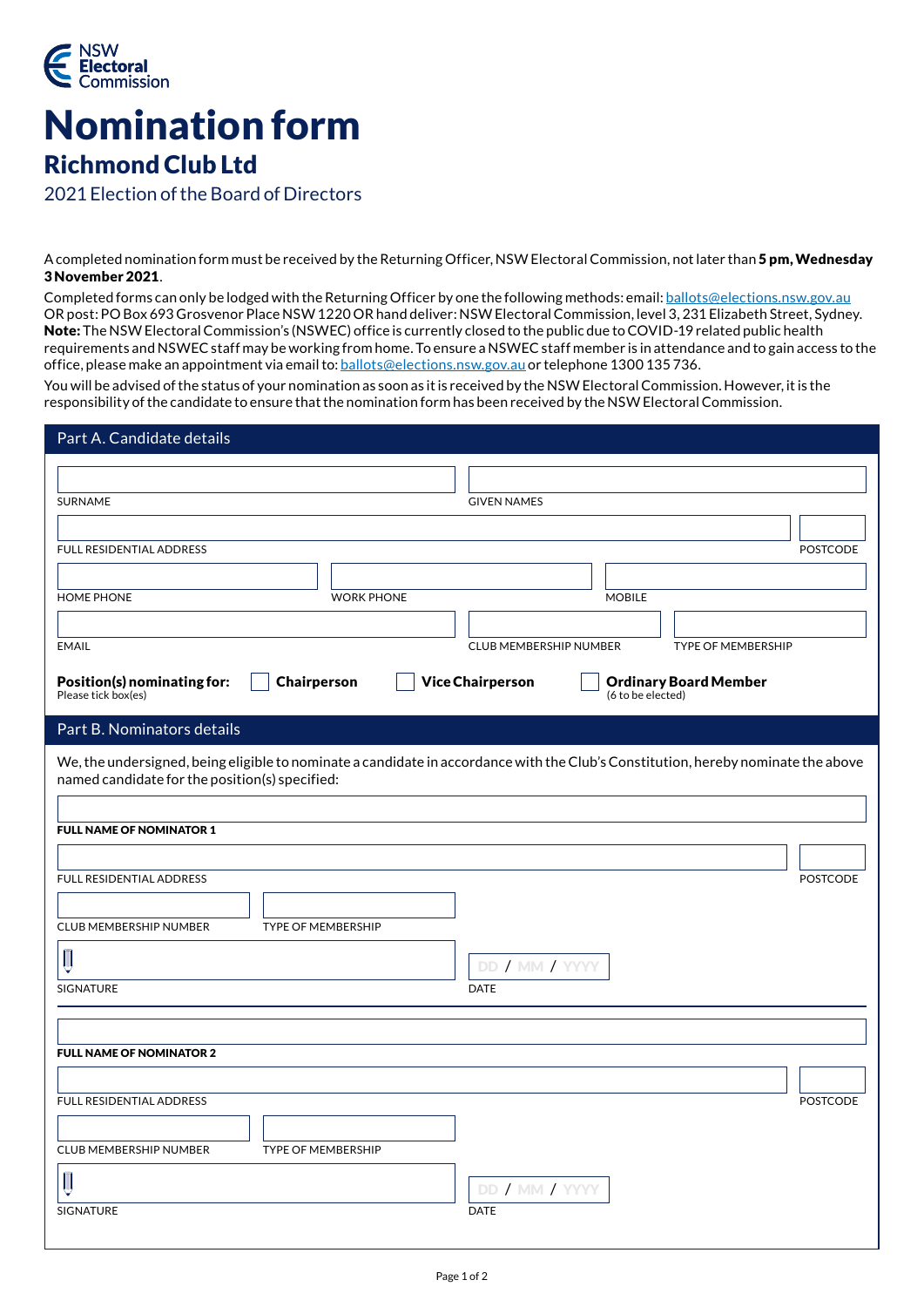NSW Electoral Commission

# Nomination form

## Richmond Club Ltd

2021 Election of the Board of Directors

A completed nomination form must be received by the Returning Officer, NSW Electoral Commission, not later than **5 pm, Wednesday 3 November 2021**.

Completed forms can only be lodged with the Returning Officer by one the following methods: email: ballots@elections.nsw.gov.au OR post: PO Box 693 Grosvenor Place NSW 1220 OR hand deliver: NSW Electoral Commission, level 3, 231 Elizabeth Street, Sydney.
**Note:** The NSW Electoral Commission's (NSWEC) office is currently closed to the public due to COVID-19 related public health requirements and NSWEC staff may be working from home. To ensure a NSWEC staff member is in attendance and to gain access to the office, please make an appointment via email to: ballots@elections.nsw.gov.au or telephone 1300 135 736.

You will be advised of the status of your nomination as soon as it is received by the NSW Electoral Commission. However, it is the responsibility of the candidate to ensure that the nomination form has been received by the NSW Electoral Commission.

## Part A. Candidate details

SURNAME

GIVEN NAMES

FULL RESIDENTIAL ADDRESS

POSTCODE

HOME PHONE

WORK PHONE

MOBILE

EMAIL

CLUB MEMBERSHIP NUMBER

TYPE OF MEMBERSHIP

**Position(s) nominating for:**
Please tick box(es)

☐ **Chairperson**
☐ **Vice Chairperson**
☐ **Ordinary Board Member** (6 to be elected)

## Part B. Nominators details

We, the undersigned, being eligible to nominate a candidate in accordance with the Club's Constitution, hereby nominate the above named candidate for the position(s) specified:

**FULL NAME OF NOMINATOR 1**

FULL RESIDENTIAL ADDRESS

POSTCODE

CLUB MEMBERSHIP NUMBER

TYPE OF MEMBERSHIP

SIGNATURE

DATE DD / MM / YYYY

**FULL NAME OF NOMINATOR 2**

FULL RESIDENTIAL ADDRESS

POSTCODE

CLUB MEMBERSHIP NUMBER

TYPE OF MEMBERSHIP

SIGNATURE

DATE DD / MM / YYYY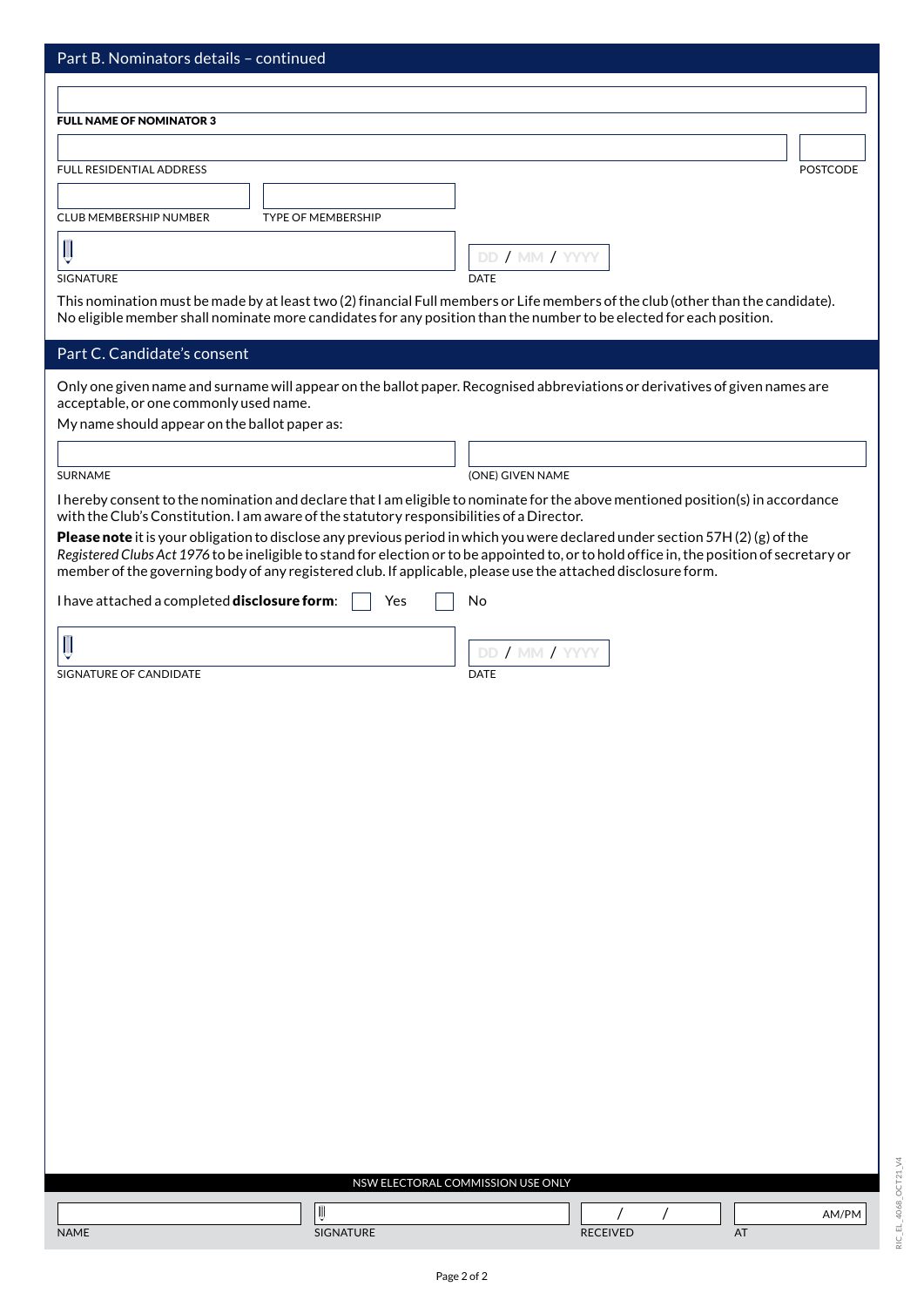## Part B. Nominators details – continued

**FULL NAME OF NOMINATOR 3**

FULL RESIDENTIAL ADDRESS

POSTCODE

CLUB MEMBERSHIP NUMBER

TYPE OF MEMBERSHIP

SIGNATURE

DD / MM / YYYY

DATE

This nomination must be made by at least two (2) financial Full members or Life members of the club (other than the candidate). No eligible member shall nominate more candidates for any position than the number to be elected for each position.

## Part C. Candidate's consent

Only one given name and surname will appear on the ballot paper. Recognised abbreviations or derivatives of given names are acceptable, or one commonly used name.

My name should appear on the ballot paper as:

SURNAME

(ONE) GIVEN NAME

I hereby consent to the nomination and declare that I am eligible to nominate for the above mentioned position(s) in accordance with the Club's Constitution. I am aware of the statutory responsibilities of a Director.

**Please note** it is your obligation to disclose any previous period in which you were declared under section 57H (2) (g) of the *Registered Clubs Act 1976* to be ineligible to stand for election or to be appointed to, or to hold office in, the position of secretary or member of the governing body of any registered club. If applicable, please use the attached disclosure form.

I have attached a completed **disclosure form**: ☐ Yes ☐ No

SIGNATURE OF CANDIDATE

DD / MM / YYYY

DATE

NSW ELECTORAL COMMISSION USE ONLY

| NAME | SIGNATURE | RECEIVED | AT |
|---|---|---|---|
| | | / / | AM/PM |

RIC_EL_4068_OCT21_V4